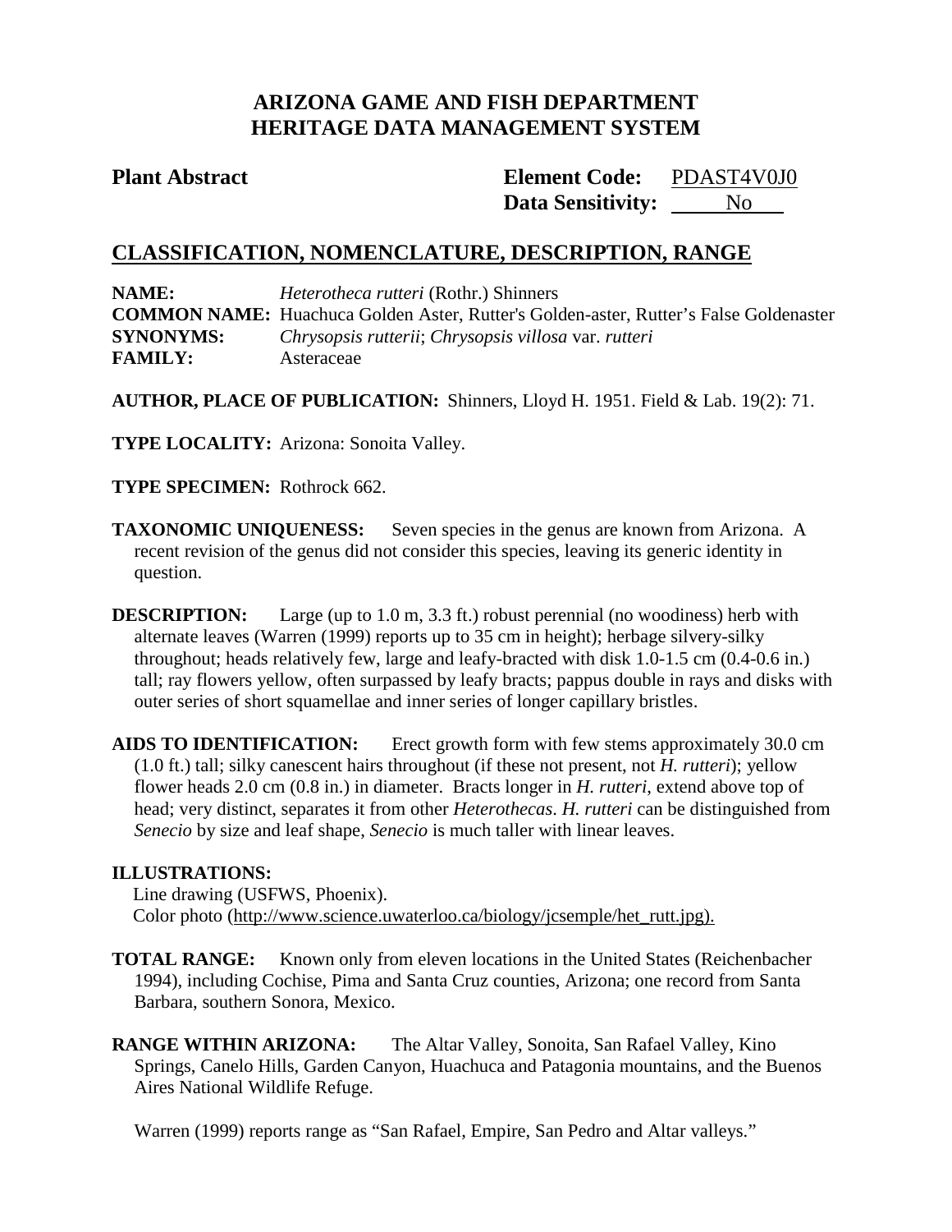# ARIZONA GAME AND FISH DEPARTMENT
# HERITAGE DATA MANAGEMENT SYSTEM

**Plant Abstract**

**Element Code:** PDAST4V0J0
**Data Sensitivity:** No

## CLASSIFICATION, NOMENCLATURE, DESCRIPTION, RANGE

**NAME:** *Heterotheca rutteri* (Rothr.) Shinners
**COMMON NAME:** Huachuca Golden Aster, Rutter's Golden-aster, Rutter's False Goldenaster
**SYNONYMS:** *Chrysopsis rutterii*; *Chrysopsis villosa* var. *rutteri*
**FAMILY:** Asteraceae

**AUTHOR, PLACE OF PUBLICATION:** Shinners, Lloyd H. 1951. Field & Lab. 19(2): 71.

**TYPE LOCALITY:** Arizona: Sonoita Valley.

**TYPE SPECIMEN:** Rothrock 662.

**TAXONOMIC UNIQUENESS:** Seven species in the genus are known from Arizona. A recent revision of the genus did not consider this species, leaving its generic identity in question.

**DESCRIPTION:** Large (up to 1.0 m, 3.3 ft.) robust perennial (no woodiness) herb with alternate leaves (Warren (1999) reports up to 35 cm in height); herbage silvery-silky throughout; heads relatively few, large and leafy-bracted with disk 1.0-1.5 cm (0.4-0.6 in.) tall; ray flowers yellow, often surpassed by leafy bracts; pappus double in rays and disks with outer series of short squamellae and inner series of longer capillary bristles.

**AIDS TO IDENTIFICATION:** Erect growth form with few stems approximately 30.0 cm (1.0 ft.) tall; silky canescent hairs throughout (if these not present, not *H. rutteri*); yellow flower heads 2.0 cm (0.8 in.) in diameter. Bracts longer in *H. rutteri*, extend above top of head; very distinct, separates it from other *Heterothecas*. *H. rutteri* can be distinguished from *Senecio* by size and leaf shape, *Senecio* is much taller with linear leaves.

**ILLUSTRATIONS:**
Line drawing (USFWS, Phoenix).
Color photo (http://www.science.uwaterloo.ca/biology/jcsemple/het_rutt.jpg).

**TOTAL RANGE:** Known only from eleven locations in the United States (Reichenbacher 1994), including Cochise, Pima and Santa Cruz counties, Arizona; one record from Santa Barbara, southern Sonora, Mexico.

**RANGE WITHIN ARIZONA:** The Altar Valley, Sonoita, San Rafael Valley, Kino Springs, Canelo Hills, Garden Canyon, Huachuca and Patagonia mountains, and the Buenos Aires National Wildlife Refuge.

Warren (1999) reports range as "San Rafael, Empire, San Pedro and Altar valleys."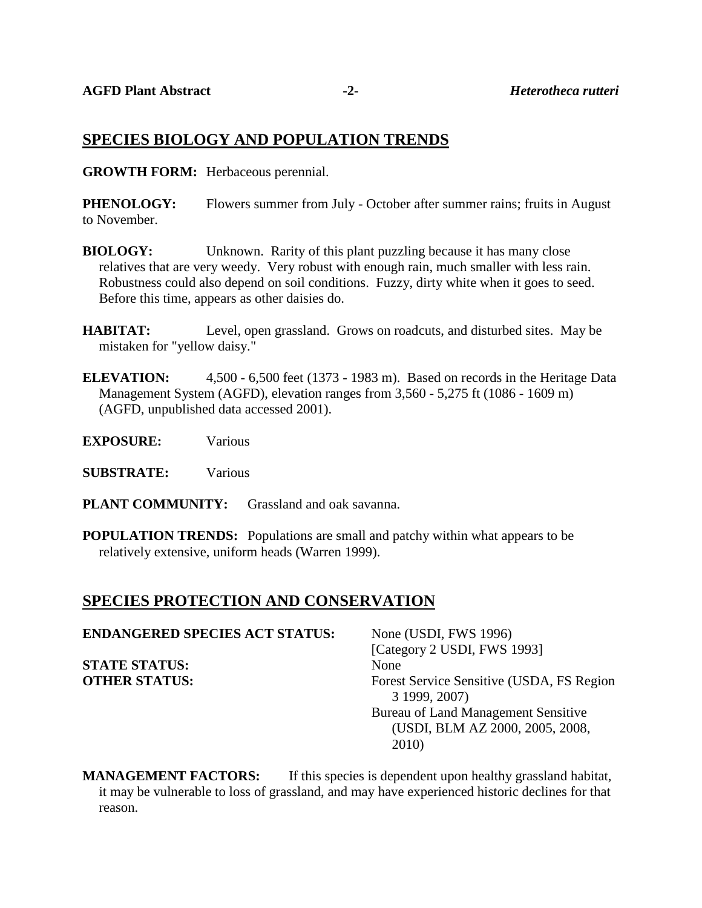## SPECIES BIOLOGY AND POPULATION TRENDS

**GROWTH FORM:** Herbaceous perennial.

**PHENOLOGY:** Flowers summer from July - October after summer rains; fruits in August to November.

**BIOLOGY:** Unknown. Rarity of this plant puzzling because it has many close relatives that are very weedy. Very robust with enough rain, much smaller with less rain. Robustness could also depend on soil conditions. Fuzzy, dirty white when it goes to seed. Before this time, appears as other daisies do.

**HABITAT:** Level, open grassland. Grows on roadcuts, and disturbed sites. May be mistaken for "yellow daisy."

**ELEVATION:** 4,500 - 6,500 feet (1373 - 1983 m). Based on records in the Heritage Data Management System (AGFD), elevation ranges from 3,560 - 5,275 ft (1086 - 1609 m) (AGFD, unpublished data accessed 2001).

**EXPOSURE:** Various

**SUBSTRATE:** Various

**PLANT COMMUNITY:** Grassland and oak savanna.

**POPULATION TRENDS:** Populations are small and patchy within what appears to be relatively extensive, uniform heads (Warren 1999).

## SPECIES PROTECTION AND CONSERVATION

**ENDANGERED SPECIES ACT STATUS:** None (USDI, FWS 1996) [Category 2 USDI, FWS 1993]

**STATE STATUS:** None

**OTHER STATUS:** Forest Service Sensitive (USDA, FS Region 3 1999, 2007)
Bureau of Land Management Sensitive (USDI, BLM AZ 2000, 2005, 2008, 2010)

**MANAGEMENT FACTORS:** If this species is dependent upon healthy grassland habitat, it may be vulnerable to loss of grassland, and may have experienced historic declines for that reason.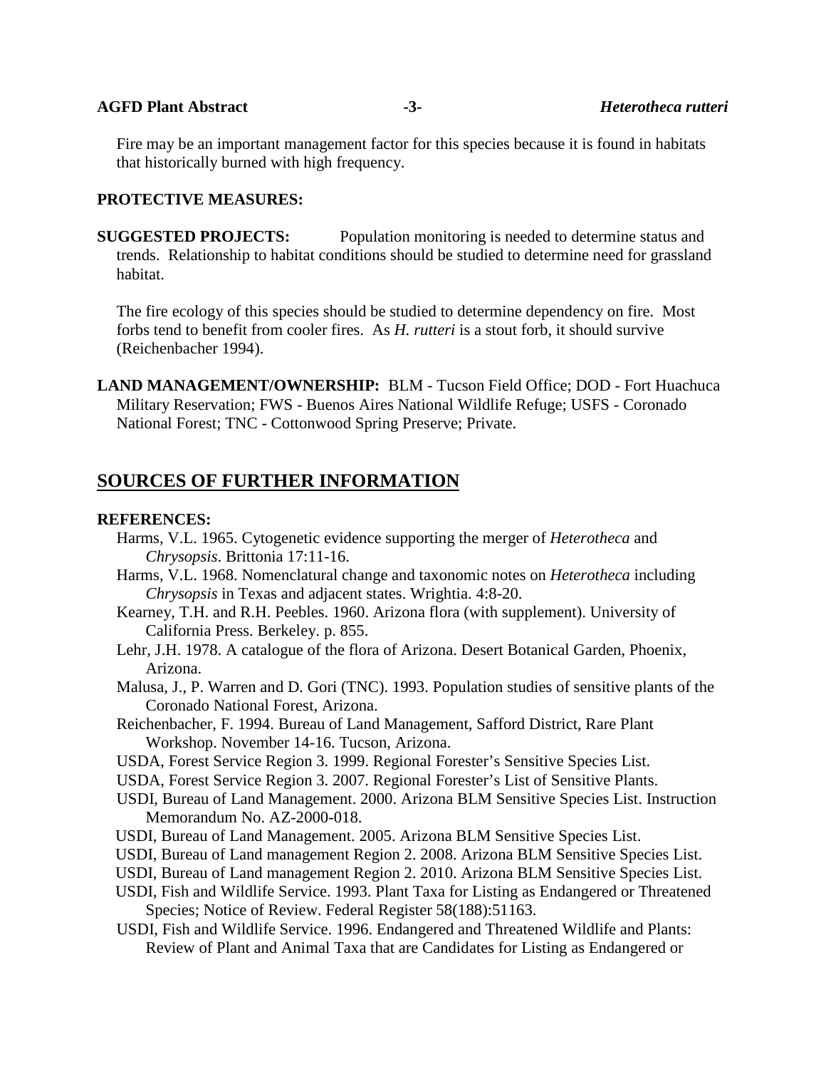Fire may be an important management factor for this species because it is found in habitats that historically burned with high frequency.

**PROTECTIVE MEASURES:**

**SUGGESTED PROJECTS:** Population monitoring is needed to determine status and trends. Relationship to habitat conditions should be studied to determine need for grassland habitat.

The fire ecology of this species should be studied to determine dependency on fire. Most forbs tend to benefit from cooler fires. As *H. rutteri* is a stout forb, it should survive (Reichenbacher 1994).

**LAND MANAGEMENT/OWNERSHIP:** BLM - Tucson Field Office; DOD - Fort Huachuca Military Reservation; FWS - Buenos Aires National Wildlife Refuge; USFS - Coronado National Forest; TNC - Cottonwood Spring Preserve; Private.

## SOURCES OF FURTHER INFORMATION

**REFERENCES:**

Harms, V.L. 1965. Cytogenetic evidence supporting the merger of *Heterotheca* and *Chrysopsis*. Brittonia 17:11-16.

Harms, V.L. 1968. Nomenclatural change and taxonomic notes on *Heterotheca* including *Chrysopsis* in Texas and adjacent states. Wrightia. 4:8-20.

Kearney, T.H. and R.H. Peebles. 1960. Arizona flora (with supplement). University of California Press. Berkeley. p. 855.

Lehr, J.H. 1978. A catalogue of the flora of Arizona. Desert Botanical Garden, Phoenix, Arizona.

Malusa, J., P. Warren and D. Gori (TNC). 1993. Population studies of sensitive plants of the Coronado National Forest, Arizona.

Reichenbacher, F. 1994. Bureau of Land Management, Safford District, Rare Plant Workshop. November 14-16. Tucson, Arizona.

USDA, Forest Service Region 3. 1999. Regional Forester's Sensitive Species List.

USDA, Forest Service Region 3. 2007. Regional Forester's List of Sensitive Plants.

USDI, Bureau of Land Management. 2000. Arizona BLM Sensitive Species List. Instruction Memorandum No. AZ-2000-018.

USDI, Bureau of Land Management. 2005. Arizona BLM Sensitive Species List.

USDI, Bureau of Land management Region 2. 2008. Arizona BLM Sensitive Species List.

USDI, Bureau of Land management Region 2. 2010. Arizona BLM Sensitive Species List.

USDI, Fish and Wildlife Service. 1993. Plant Taxa for Listing as Endangered or Threatened Species; Notice of Review. Federal Register 58(188):51163.

USDI, Fish and Wildlife Service. 1996. Endangered and Threatened Wildlife and Plants: Review of Plant and Animal Taxa that are Candidates for Listing as Endangered or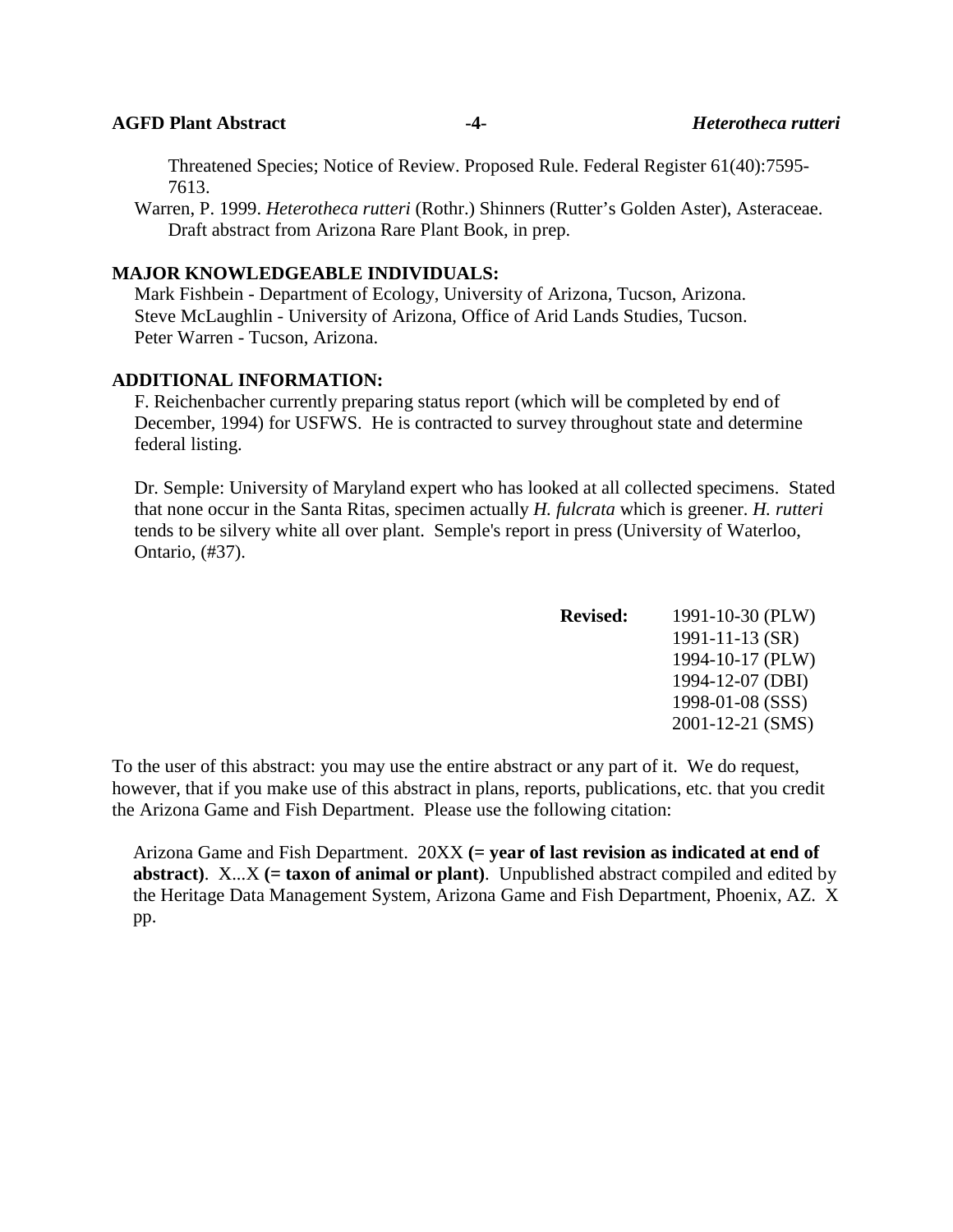Threatened Species; Notice of Review. Proposed Rule. Federal Register 61(40):7595-7613.

Warren, P. 1999. *Heterotheca rutteri* (Rothr.) Shinners (Rutter's Golden Aster), Asteraceae. Draft abstract from Arizona Rare Plant Book, in prep.

**MAJOR KNOWLEDGEABLE INDIVIDUALS:**

Mark Fishbein - Department of Ecology, University of Arizona, Tucson, Arizona.
Steve McLaughlin - University of Arizona, Office of Arid Lands Studies, Tucson.
Peter Warren - Tucson, Arizona.

**ADDITIONAL INFORMATION:**

F. Reichenbacher currently preparing status report (which will be completed by end of December, 1994) for USFWS. He is contracted to survey throughout state and determine federal listing.

Dr. Semple: University of Maryland expert who has looked at all collected specimens. Stated that none occur in the Santa Ritas, specimen actually *H. fulcrata* which is greener. *H. rutteri* tends to be silvery white all over plant. Semple's report in press (University of Waterloo, Ontario, (#37).

**Revised:** 1991-10-30 (PLW)
1991-11-13 (SR)
1994-10-17 (PLW)
1994-12-07 (DBI)
1998-01-08 (SSS)
2001-12-21 (SMS)

To the user of this abstract: you may use the entire abstract or any part of it. We do request, however, that if you make use of this abstract in plans, reports, publications, etc. that you credit the Arizona Game and Fish Department. Please use the following citation:

Arizona Game and Fish Department. 20XX **(= year of last revision as indicated at end of abstract)**. X...X **(= taxon of animal or plant)**. Unpublished abstract compiled and edited by the Heritage Data Management System, Arizona Game and Fish Department, Phoenix, AZ. X pp.